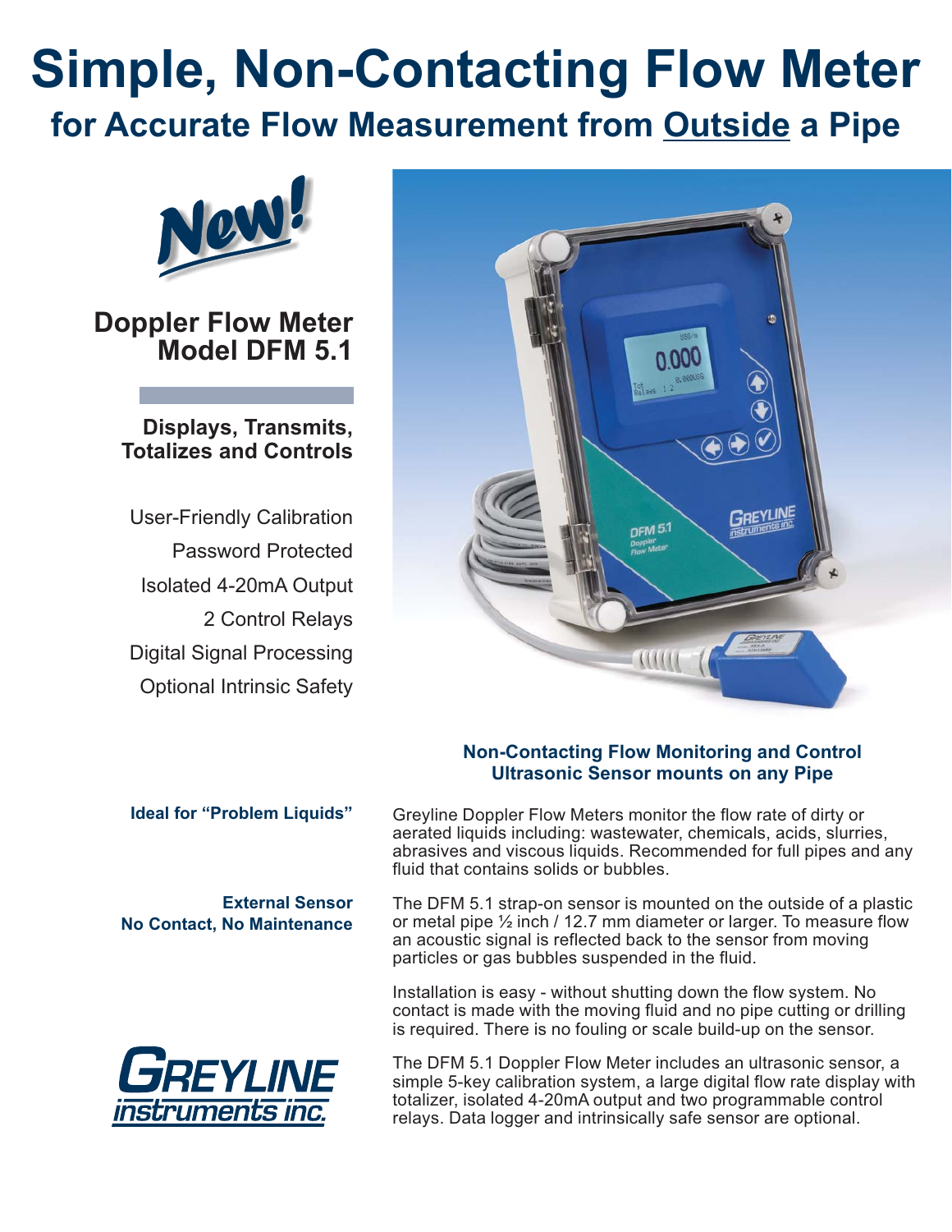# Simple, Non-Contacting Flow Meter

## for Accurate Flow Measurement from Outside a Pipe

New!

### Doppler Flow Meter
### Model DFM 5.1

**Displays, Transmits, Totalizes and Controls**

User-Friendly Calibration

Password Protected

Isolated 4-20mA Output

2 Control Relays

Digital Signal Processing

Optional Intrinsic Safety

**Non-Contacting Flow Monitoring and Control**
**Ultrasonic Sensor mounts on any Pipe**

**Ideal for "Problem Liquids"**

Greyline Doppler Flow Meters monitor the flow rate of dirty or aerated liquids including: wastewater, chemicals, acids, slurries, abrasives and viscous liquids. Recommended for full pipes and any fluid that contains solids or bubbles.

**External Sensor**
**No Contact, No Maintenance**

The DFM 5.1 strap-on sensor is mounted on the outside of a plastic or metal pipe ½ inch / 12.7 mm diameter or larger. To measure flow an acoustic signal is reflected back to the sensor from moving particles or gas bubbles suspended in the fluid.

Installation is easy - without shutting down the flow system. No contact is made with the moving fluid and no pipe cutting or drilling is required. There is no fouling or scale build-up on the sensor.

The DFM 5.1 Doppler Flow Meter includes an ultrasonic sensor, a simple 5-key calibration system, a large digital flow rate display with totalizer, isolated 4-20mA output and two programmable control relays. Data logger and intrinsically safe sensor are optional.

GREYLINE instruments inc.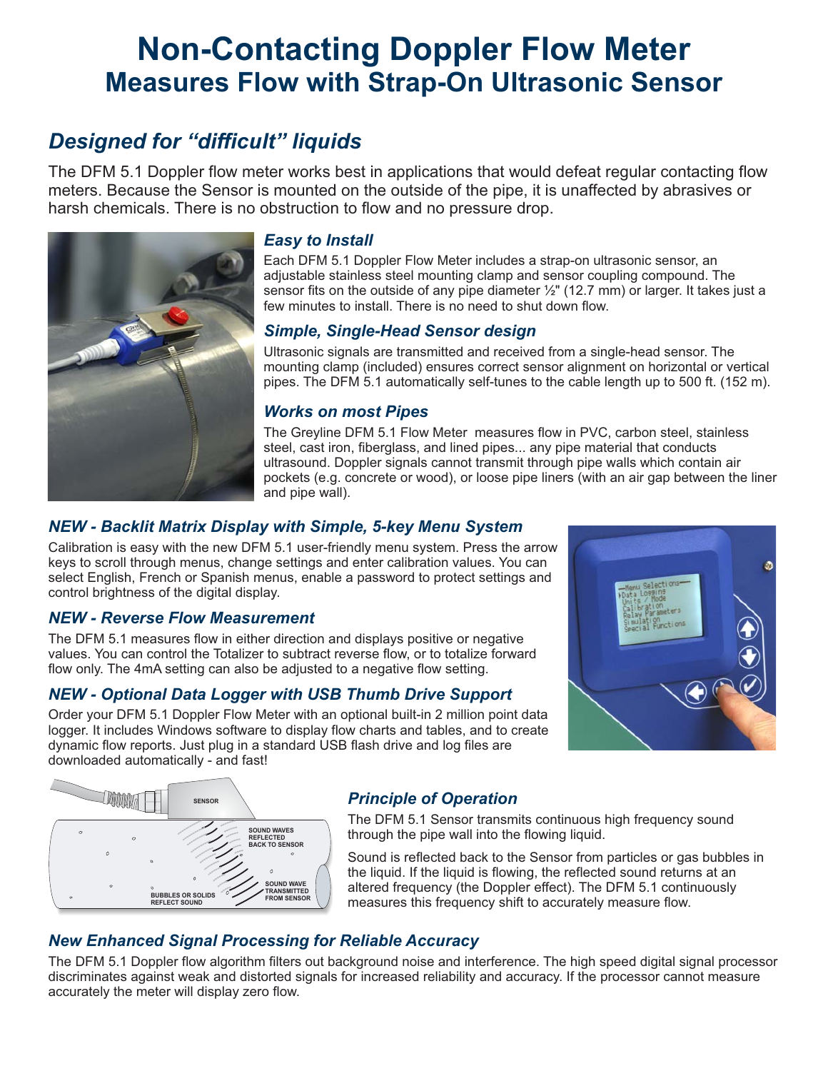# Non-Contacting Doppler Flow Meter

## Measures Flow with Strap-On Ultrasonic Sensor

### *Designed for "difficult" liquids*

The DFM 5.1 Doppler flow meter works best in applications that would defeat regular contacting flow meters. Because the Sensor is mounted on the outside of the pipe, it is unaffected by abrasives or harsh chemicals. There is no obstruction to flow and no pressure drop.

### *Easy to Install*

Each DFM 5.1 Doppler Flow Meter includes a strap-on ultrasonic sensor, an adjustable stainless steel mounting clamp and sensor coupling compound. The sensor fits on the outside of any pipe diameter ½" (12.7 mm) or larger. It takes just a few minutes to install. There is no need to shut down flow.

### *Simple, Single-Head Sensor design*

Ultrasonic signals are transmitted and received from a single-head sensor. The mounting clamp (included) ensures correct sensor alignment on horizontal or vertical pipes. The DFM 5.1 automatically self-tunes to the cable length up to 500 ft. (152 m).

### *Works on most Pipes*

The Greyline DFM 5.1 Flow Meter measures flow in PVC, carbon steel, stainless steel, cast iron, fiberglass, and lined pipes... any pipe material that conducts ultrasound. Doppler signals cannot transmit through pipe walls which contain air pockets (e.g. concrete or wood), or loose pipe liners (with an air gap between the liner and pipe wall).

### *NEW - Backlit Matrix Display with Simple, 5-key Menu System*

Calibration is easy with the new DFM 5.1 user-friendly menu system. Press the arrow keys to scroll through menus, change settings and enter calibration values. You can select English, French or Spanish menus, enable a password to protect settings and control brightness of the digital display.

### *NEW - Reverse Flow Measurement*

The DFM 5.1 measures flow in either direction and displays positive or negative values. You can control the Totalizer to subtract reverse flow, or to totalize forward flow only. The 4mA setting can also be adjusted to a negative flow setting.

### *NEW - Optional Data Logger with USB Thumb Drive Support*

Order your DFM 5.1 Doppler Flow Meter with an optional built-in 2 million point data logger. It includes Windows software to display flow charts and tables, and to create dynamic flow reports. Just plug in a standard USB flash drive and log files are downloaded automatically - and fast!

### *Principle of Operation*

The DFM 5.1 Sensor transmits continuous high frequency sound through the pipe wall into the flowing liquid.

Sound is reflected back to the Sensor from particles or gas bubbles in the liquid. If the liquid is flowing, the reflected sound returns at an altered frequency (the Doppler effect). The DFM 5.1 continuously measures this frequency shift to accurately measure flow.

### *New Enhanced Signal Processing for Reliable Accuracy*

The DFM 5.1 Doppler flow algorithm filters out background noise and interference. The high speed digital signal processor discriminates against weak and distorted signals for increased reliability and accuracy. If the processor cannot measure accurately the meter will display zero flow.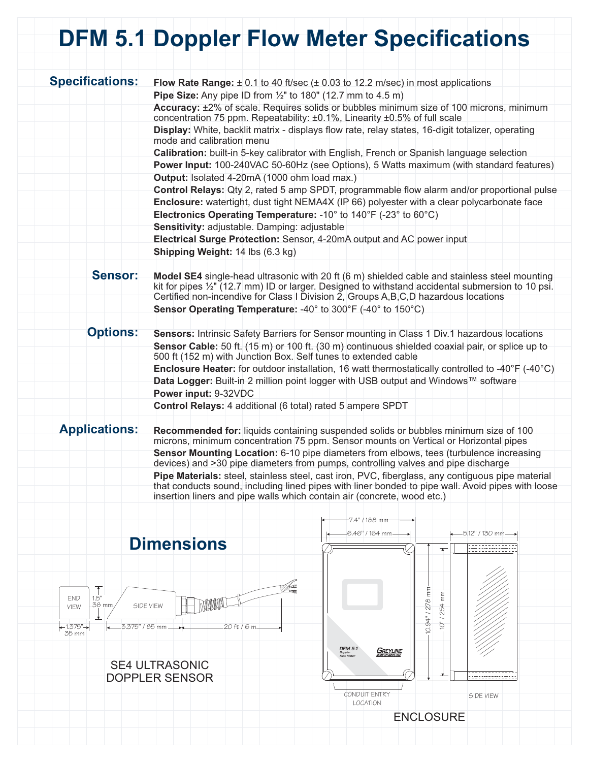# DFM 5.1 Doppler Flow Meter Specifications

## Specifications:

**Flow Rate Range:** ± 0.1 to 40 ft/sec (± 0.03 to 12.2 m/sec) in most applications
**Pipe Size:** Any pipe ID from ½" to 180" (12.7 mm to 4.5 m)
**Accuracy:** ±2% of scale. Requires solids or bubbles minimum size of 100 microns, minimum concentration 75 ppm. Repeatability: ±0.1%, Linearity ±0.5% of full scale
**Display:** White, backlit matrix - displays flow rate, relay states, 16-digit totalizer, operating mode and calibration menu
**Calibration:** built-in 5-key calibrator with English, French or Spanish language selection
**Power Input:** 100-240VAC 50-60Hz (see Options), 5 Watts maximum (with standard features)
**Output:** Isolated 4-20mA (1000 ohm load max.)
**Control Relays:** Qty 2, rated 5 amp SPDT, programmable flow alarm and/or proportional pulse
**Enclosure:** watertight, dust tight NEMA4X (IP 66) polyester with a clear polycarbonate face
**Electronics Operating Temperature:** -10° to 140°F (-23° to 60°C)
**Sensitivity:** adjustable. Damping: adjustable
**Electrical Surge Protection:** Sensor, 4-20mA output and AC power input
**Shipping Weight:** 14 lbs (6.3 kg)

## Sensor:

**Model SE4** single-head ultrasonic with 20 ft (6 m) shielded cable and stainless steel mounting kit for pipes ½" (12.7 mm) ID or larger. Designed to withstand accidental submersion to 10 psi. Certified non-incendive for Class I Division 2, Groups A,B,C,D hazardous locations
**Sensor Operating Temperature:** -40° to 300°F (-40° to 150°C)

## Options:

**Sensors:** Intrinsic Safety Barriers for Sensor mounting in Class 1 Div.1 hazardous locations
**Sensor Cable:** 50 ft. (15 m) or 100 ft. (30 m) continuous shielded coaxial pair, or splice up to 500 ft (152 m) with Junction Box. Self tunes to extended cable
**Enclosure Heater:** for outdoor installation, 16 watt thermostatically controlled to -40°F (-40°C)
**Data Logger:** Built-in 2 million point logger with USB output and Windows™ software
**Power input:** 9-32VDC
**Control Relays:** 4 additional (6 total) rated 5 ampere SPDT

## Applications:

**Recommended for:** liquids containing suspended solids or bubbles minimum size of 100 microns, minimum concentration 75 ppm. Sensor mounts on Vertical or Horizontal pipes
**Sensor Mounting Location:** 6-10 pipe diameters from elbows, tees (turbulence increasing devices) and >30 pipe diameters from pumps, controlling valves and pipe discharge
**Pipe Materials:** steel, stainless steel, cast iron, PVC, fiberglass, any contiguous pipe material that conducts sound, including lined pipes with liner bonded to pipe wall. Avoid pipes with loose insertion liners and pipe walls which contain air (concrete, wood etc.)

## Dimensions

END VIEW: 1.5" / 38 mm; 1.375" / 35 mm
SIDE VIEW: 3.375" / 85 mm; 20 ft / 6 m

SE4 ULTRASONIC DOPPLER SENSOR

7.4" / 188 mm; 6.46" / 164 mm; 5.12" / 130 mm; 10.94" / 278 mm; 10" / 254 mm

DFM 5.1 Doppler Flow Meter — GREYLINE Instruments Inc.

CONDUIT ENTRY LOCATION — SIDE VIEW

ENCLOSURE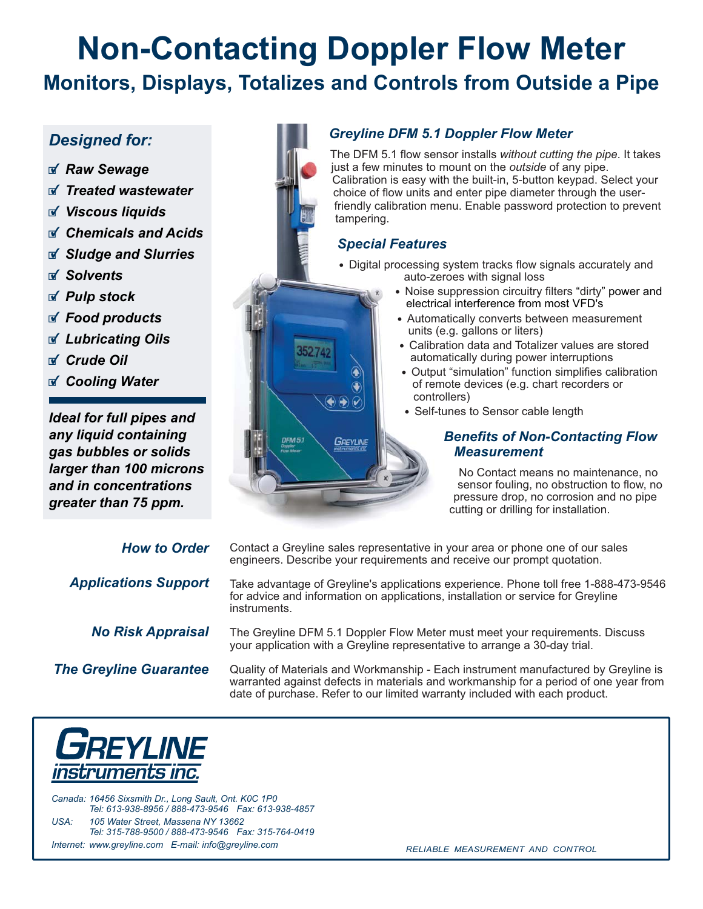# Non-Contacting Doppler Flow Meter

## Monitors, Displays, Totalizes and Controls from Outside a Pipe

### *Designed for:*

- ***Raw Sewage***
- ***Treated wastewater***
- ***Viscous liquids***
- ***Chemicals and Acids***
- ***Sludge and Slurries***
- ***Solvents***
- ***Pulp stock***
- ***Food products***
- ***Lubricating Oils***
- ***Crude Oil***
- ***Cooling Water***

***Ideal for full pipes and any liquid containing gas bubbles or solids larger than 100 microns and in concentrations greater than 75 ppm.***

### *Greyline DFM 5.1 Doppler Flow Meter*

The DFM 5.1 flow sensor installs *without cutting the pipe*. It takes just a few minutes to mount on the *outside* of any pipe. Calibration is easy with the built-in, 5-button keypad. Select your choice of flow units and enter pipe diameter through the user-friendly calibration menu. Enable password protection to prevent tampering.

### *Special Features*

- Digital processing system tracks flow signals accurately and auto-zeroes with signal loss
- Noise suppression circuitry filters "dirty" power and electrical interference from most VFD's
- Automatically converts between measurement units (e.g. gallons or liters)
- Calibration data and Totalizer values are stored automatically during power interruptions
- Output "simulation" function simplifies calibration of remote devices (e.g. chart recorders or controllers)
- Self-tunes to Sensor cable length

### *Benefits of Non-Contacting Flow Measurement*

No Contact means no maintenance, no sensor fouling, no obstruction to flow, no pressure drop, no corrosion and no pipe cutting or drilling for installation.

***How to Order***

Contact a Greyline sales representative in your area or phone one of our sales engineers. Describe your requirements and receive our prompt quotation.

***Applications Support***

Take advantage of Greyline's applications experience. Phone toll free 1-888-473-9546 for advice and information on applications, installation or service for Greyline instruments.

***No Risk Appraisal***

The Greyline DFM 5.1 Doppler Flow Meter must meet your requirements. Discuss your application with a Greyline representative to arrange a 30-day trial.

***The Greyline Guarantee***

Quality of Materials and Workmanship - Each instrument manufactured by Greyline is warranted against defects in materials and workmanship for a period of one year from date of purchase. Refer to our limited warranty included with each product.

**GREYLINE instruments inc.**

*Canada: 16456 Sixsmith Dr., Long Sault, Ont. K0C 1P0*
*Tel: 613-938-8956 / 888-473-9546 Fax: 613-938-4857*

*USA: 105 Water Street, Massena NY 13662*
*Tel: 315-788-9500 / 888-473-9546 Fax: 315-764-0419*

*Internet: www.greyline.com E-mail: info@greyline.com*

*RELIABLE MEASUREMENT AND CONTROL*